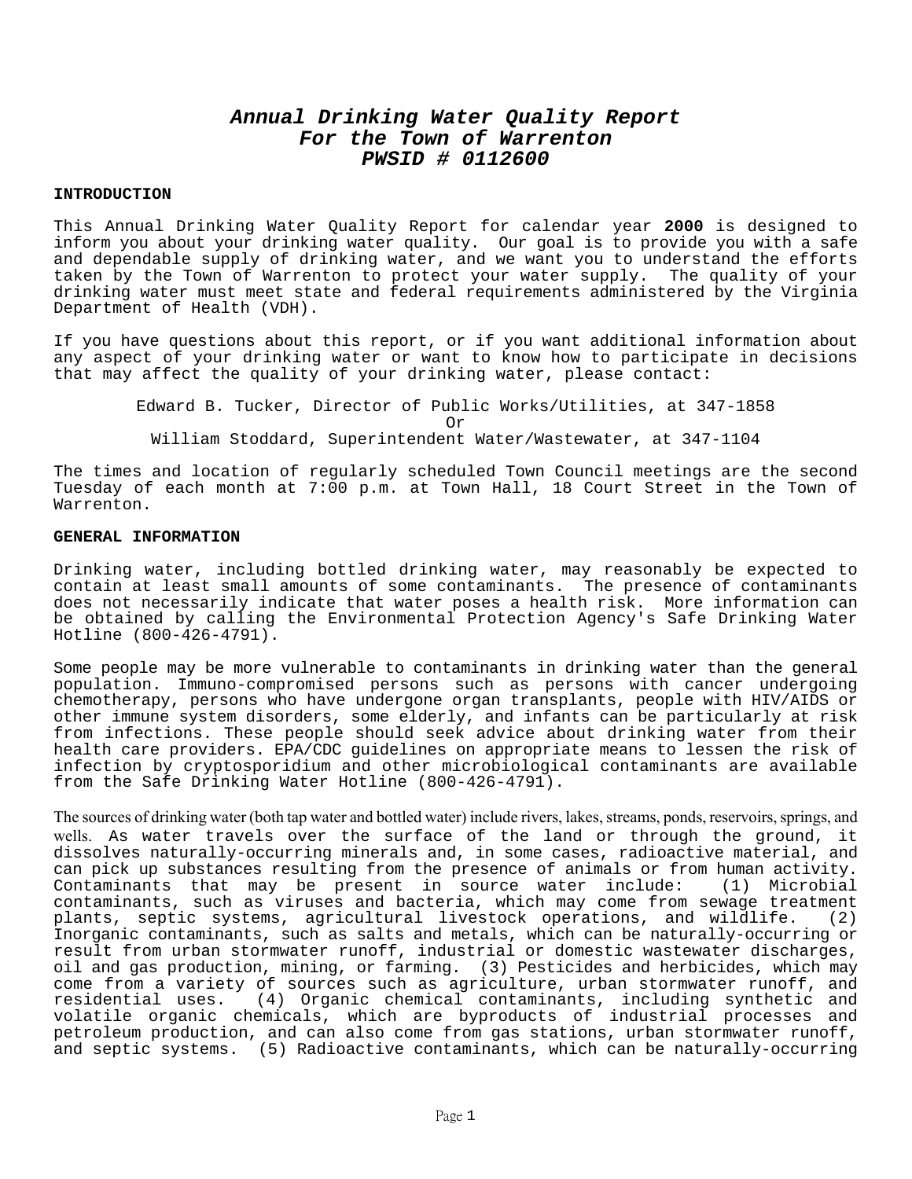# *Annual Drinking Water Quality Report For the Town of Warrenton PWSID # 0112600*

## INTRODUCTION

This Annual Drinking Water Quality Report for calendar year **2000** is designed to inform you about your drinking water quality. Our goal is to provide you with a safe and dependable supply of drinking water, and we want you to understand the efforts taken by the Town of Warrenton to protect your water supply. The quality of your drinking water must meet state and federal requirements administered by the Virginia Department of Health (VDH).

If you have questions about this report, or if you want additional information about any aspect of your drinking water or want to know how to participate in decisions that may affect the quality of your drinking water, please contact:

Edward B. Tucker, Director of Public Works/Utilities, at 347-1858
Or
William Stoddard, Superintendent Water/Wastewater, at 347-1104

The times and location of regularly scheduled Town Council meetings are the second Tuesday of each month at 7:00 p.m. at Town Hall, 18 Court Street in the Town of Warrenton.

## GENERAL INFORMATION

Drinking water, including bottled drinking water, may reasonably be expected to contain at least small amounts of some contaminants. The presence of contaminants does not necessarily indicate that water poses a health risk. More information can be obtained by calling the Environmental Protection Agency's Safe Drinking Water Hotline (800-426-4791).

Some people may be more vulnerable to contaminants in drinking water than the general population. Immuno-compromised persons such as persons with cancer undergoing chemotherapy, persons who have undergone organ transplants, people with HIV/AIDS or other immune system disorders, some elderly, and infants can be particularly at risk from infections. These people should seek advice about drinking water from their health care providers. EPA/CDC guidelines on appropriate means to lessen the risk of infection by cryptosporidium and other microbiological contaminants are available from the Safe Drinking Water Hotline (800-426-4791).

The sources of drinking water (both tap water and bottled water) include rivers, lakes, streams, ponds, reservoirs, springs, and wells. As water travels over the surface of the land or through the ground, it dissolves naturally-occurring minerals and, in some cases, radioactive material, and can pick up substances resulting from the presence of animals or from human activity. Contaminants that may be present in source water include: (1) Microbial contaminants, such as viruses and bacteria, which may come from sewage treatment plants, septic systems, agricultural livestock operations, and wildlife. (2) Inorganic contaminants, such as salts and metals, which can be naturally-occurring or result from urban stormwater runoff, industrial or domestic wastewater discharges, oil and gas production, mining, or farming. (3) Pesticides and herbicides, which may come from a variety of sources such as agriculture, urban stormwater runoff, and residential uses. (4) Organic chemical contaminants, including synthetic and volatile organic chemicals, which are byproducts of industrial processes and petroleum production, and can also come from gas stations, urban stormwater runoff, and septic systems. (5) Radioactive contaminants, which can be naturally-occurring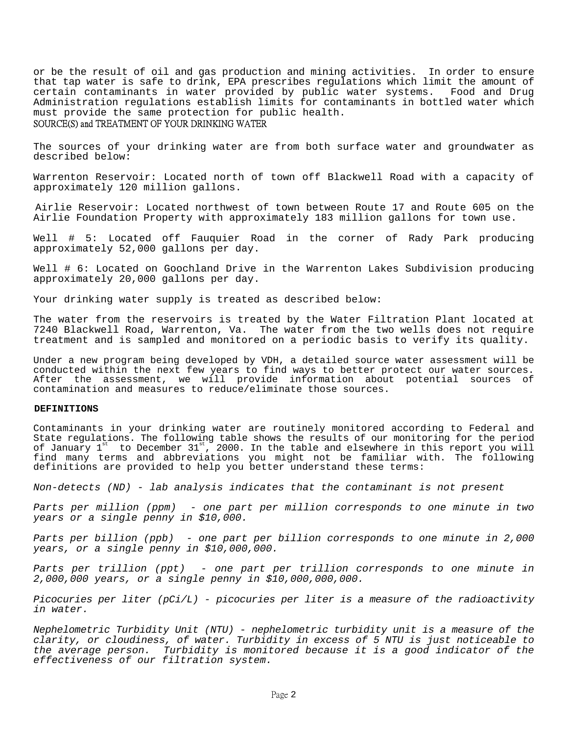or be the result of oil and gas production and mining activities. In order to ensure that tap water is safe to drink, EPA prescribes regulations which limit the amount of certain contaminants in water provided by public water systems. Food and Drug Administration regulations establish limits for contaminants in bottled water which must provide the same protection for public health.

## SOURCE(S) and TREATMENT OF YOUR DRINKING WATER

The sources of your drinking water are from both surface water and groundwater as described below:

Warrenton Reservoir: Located north of town off Blackwell Road with a capacity of approximately 120 million gallons.

Airlie Reservoir: Located northwest of town between Route 17 and Route 605 on the Airlie Foundation Property with approximately 183 million gallons for town use.

Well # 5: Located off Fauquier Road in the corner of Rady Park producing approximately 52,000 gallons per day.

Well # 6: Located on Goochland Drive in the Warrenton Lakes Subdivision producing approximately 20,000 gallons per day.

Your drinking water supply is treated as described below:

The water from the reservoirs is treated by the Water Filtration Plant located at 7240 Blackwell Road, Warrenton, Va. The water from the two wells does not require treatment and is sampled and monitored on a periodic basis to verify its quality.

Under a new program being developed by VDH, a detailed source water assessment will be conducted within the next few years to find ways to better protect our water sources. After the assessment, we will provide information about potential sources of contamination and measures to reduce/eliminate those sources.

## DEFINITIONS

Contaminants in your drinking water are routinely monitored according to Federal and State regulations. The following table shows the results of our monitoring for the period of January 1st to December 31st, 2000. In the table and elsewhere in this report you will find many terms and abbreviations you might not be familiar with. The following definitions are provided to help you better understand these terms:

*Non-detects (ND) - lab analysis indicates that the contaminant is not present*

*Parts per million (ppm) - one part per million corresponds to one minute in two years or a single penny in $10,000.*

*Parts per billion (ppb) - one part per billion corresponds to one minute in 2,000 years, or a single penny in $10,000,000.*

*Parts per trillion (ppt) - one part per trillion corresponds to one minute in 2,000,000 years, or a single penny in $10,000,000,000.*

*Picocuries per liter (pCi/L) - picocuries per liter is a measure of the radioactivity in water.*

*Nephelometric Turbidity Unit (NTU) - nephelometric turbidity unit is a measure of the clarity, or cloudiness, of water. Turbidity in excess of 5 NTU is just noticeable to the average person. Turbidity is monitored because it is a good indicator of the effectiveness of our filtration system.*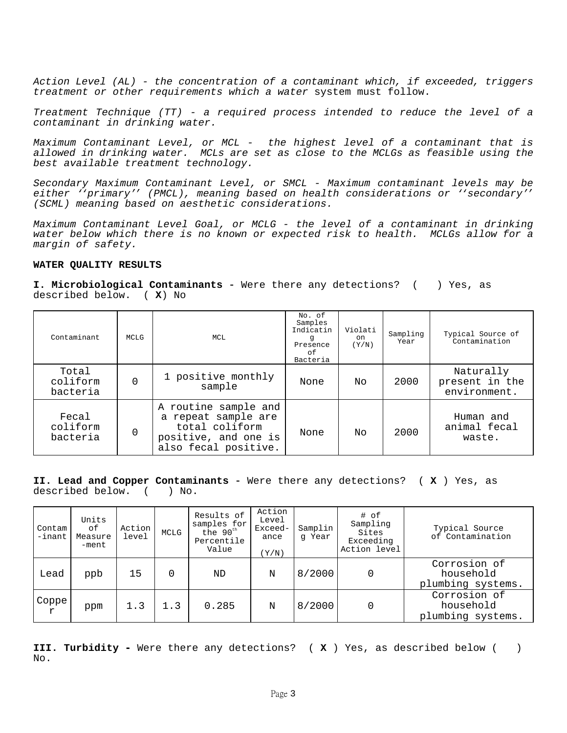*Action Level (AL) - the concentration of a contaminant which, if exceeded, triggers treatment or other requirements which a water* system must follow.

*Treatment Technique (TT) - a required process intended to reduce the level of a contaminant in drinking water.*

*Maximum Contaminant Level, or MCL - the highest level of a contaminant that is allowed in drinking water. MCLs are set as close to the MCLGs as feasible using the best available treatment technology.*

*Secondary Maximum Contaminant Level, or SMCL - Maximum contaminant levels may be either ''primary'' (PMCL), meaning based on health considerations or ''secondary'' (SCML) meaning based on aesthetic considerations.*

*Maximum Contaminant Level Goal, or MCLG - the level of a contaminant in drinking water below which there is no known or expected risk to health. MCLGs allow for a margin of safety.*

**WATER QUALITY RESULTS**

**I. Microbiological Contaminants -** Were there any detections? (   ) Yes, as described below. ( **X**) No

| Contaminant | MCLG | MCL | No. of Samples Indicating Presence of Bacteria | Violation (Y/N) | Sampling Year | Typical Source of Contamination |
|---|---|---|---|---|---|---|
| Total coliform bacteria | 0 | 1 positive monthly sample | None | No | 2000 | Naturally present in the environment. |
| Fecal coliform bacteria | 0 | A routine sample and a repeat sample are total coliform positive, and one is also fecal positive. | None | No | 2000 | Human and animal fecal waste. |

**II. Lead and Copper Contaminants -** Were there any detections? ( **X** ) Yes, as described below. (   ) No.

| Contaminant | Units of Measurement | Action level | MCLG | Results of samples for the 90th Percentile Value | Action Level Exceedance (Y/N) | Sampling Year | # of Sampling Sites Exceeding Action level | Typical Source of Contamination |
|---|---|---|---|---|---|---|---|---|
| Lead | ppb | 15 | 0 | ND | N | 8/2000 | 0 | Corrosion of household plumbing systems. |
| Copper | ppm | 1.3 | 1.3 | 0.285 | N | 8/2000 | 0 | Corrosion of household plumbing systems. |

**III. Turbidity -** Were there any detections? ( **X** ) Yes, as described below (   ) No.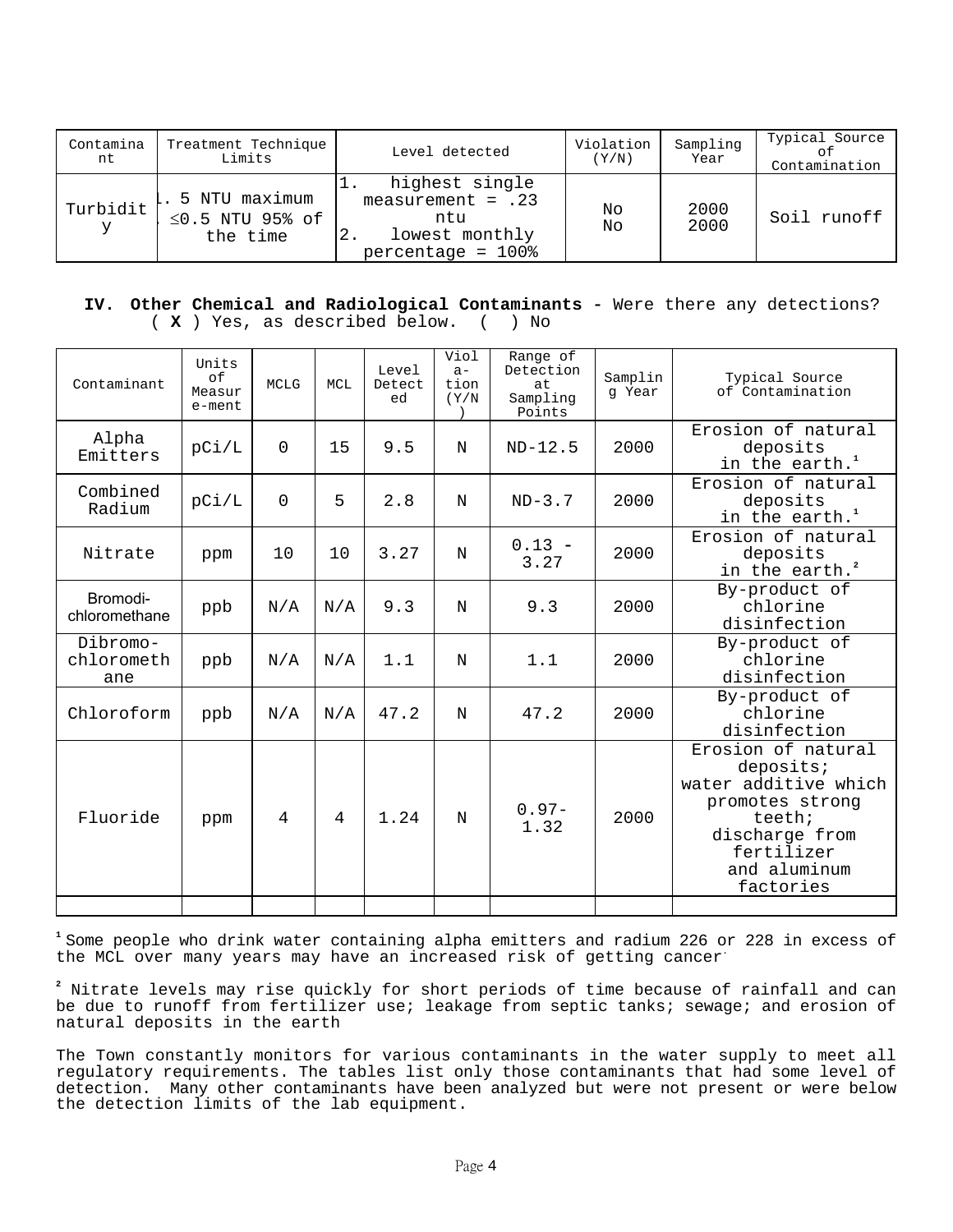| Contaminant | Treatment Technique Limits | Level detected | Violation (Y/N) | Sampling Year | Typical Source of Contamination |
|---|---|---|---|---|---|
| Turbidity | 1. 5 NTU maximum<br>2. ≤0.5 NTU 95% of the time | 1. highest single measurement = .23 ntu<br>2. lowest monthly percentage = 100% | No<br>No | 2000<br>2000 | Soil runoff |

**IV. Other Chemical and Radiological Contaminants -** Were there any detections? ( **X** ) Yes, as described below. ( ) No

| Contaminant | Units of Measure-ment | MCLG | MCL | Level Detected | Viola-tion (Y/N) | Range of Detection at Sampling Points | Sampling Year | Typical Source of Contamination |
|---|---|---|---|---|---|---|---|---|
| Alpha Emitters | pCi/L | 0 | 15 | 9.5 | N | ND-12.5 | 2000 | Erosion of natural deposits in the earth.[1] |
| Combined Radium | pCi/L | 0 | 5 | 2.8 | N | ND-3.7 | 2000 | Erosion of natural deposits in the earth.[1] |
| Nitrate | ppm | 10 | 10 | 3.27 | N | 0.13 - 3.27 | 2000 | Erosion of natural deposits in the earth.[2] |
| Bromodi-chloromethane | ppb | N/A | N/A | 9.3 | N | 9.3 | 2000 | By-product of chlorine disinfection |
| Dibromo-chloromethane | ppb | N/A | N/A | 1.1 | N | 1.1 | 2000 | By-product of chlorine disinfection |
| Chloroform | ppb | N/A | N/A | 47.2 | N | 47.2 | 2000 | By-product of chlorine disinfection |
| Fluoride | ppm | 4 | 4 | 1.24 | N | 0.97-1.32 | 2000 | Erosion of natural deposits; water additive which promotes strong teeth; discharge from fertilizer and aluminum factories |
| | | | | | | | | |

[1] Some people who drink water containing alpha emitters and radium 226 or 228 in excess of the MCL over many years may have an increased risk of getting cancer.

[2] Nitrate levels may rise quickly for short periods of time because of rainfall and can be due to runoff from fertilizer use; leakage from septic tanks; sewage; and erosion of natural deposits in the earth

The Town constantly monitors for various contaminants in the water supply to meet all regulatory requirements. The tables list only those contaminants that had some level of detection. Many other contaminants have been analyzed but were not present or were below the detection limits of the lab equipment.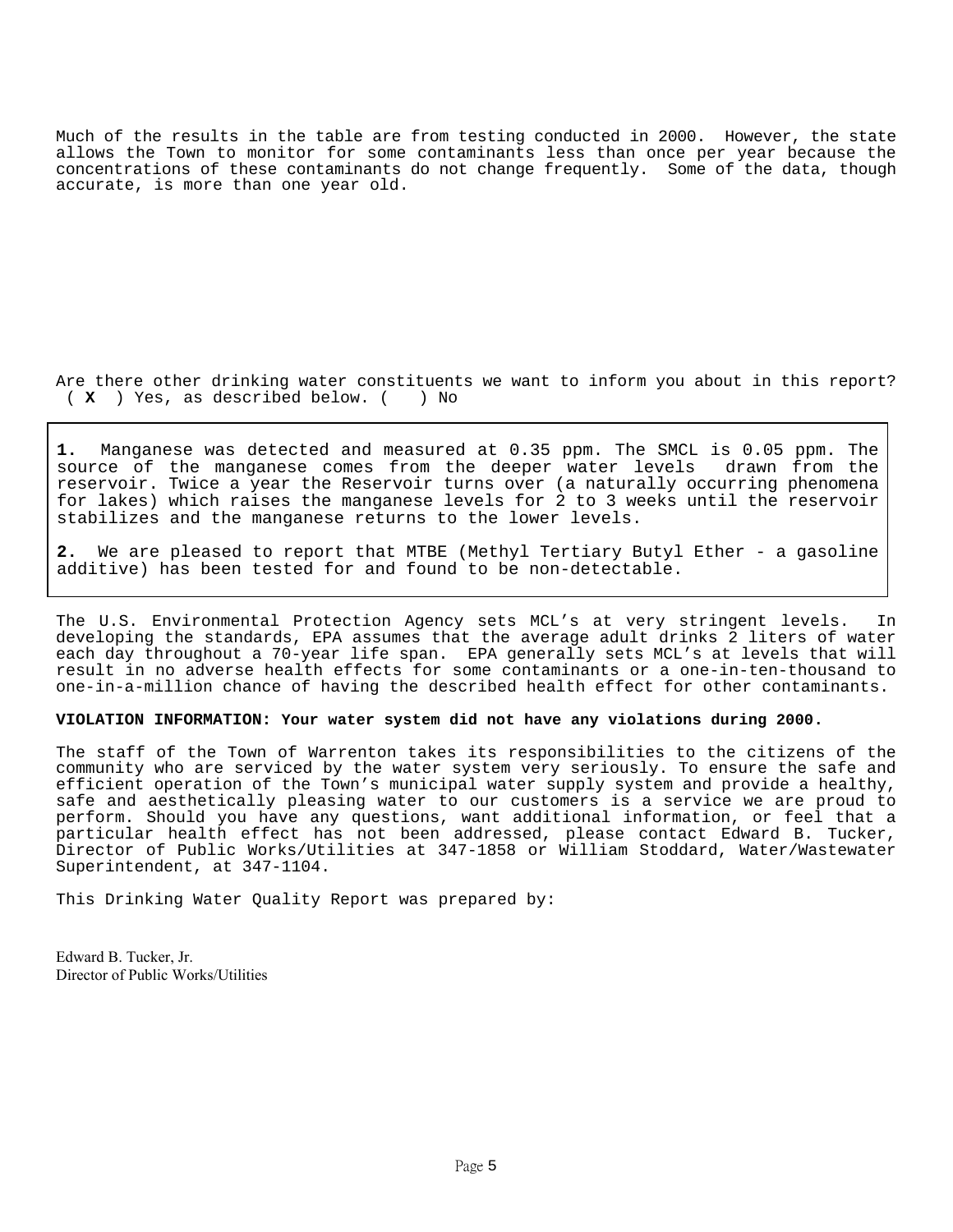Much of the results in the table are from testing conducted in 2000. However, the state allows the Town to monitor for some contaminants less than once per year because the concentrations of these contaminants do not change frequently. Some of the data, though accurate, is more than one year old.

Are there other drinking water constituents we want to inform you about in this report?
( **X** ) Yes, as described below. (   ) No

**1.** Manganese was detected and measured at 0.35 ppm. The SMCL is 0.05 ppm. The source of the manganese comes from the deeper water levels drawn from the reservoir. Twice a year the Reservoir turns over (a naturally occurring phenomena for lakes) which raises the manganese levels for 2 to 3 weeks until the reservoir stabilizes and the manganese returns to the lower levels.

**2.** We are pleased to report that MTBE (Methyl Tertiary Butyl Ether - a gasoline additive) has been tested for and found to be non-detectable.

The U.S. Environmental Protection Agency sets MCL's at very stringent levels. In developing the standards, EPA assumes that the average adult drinks 2 liters of water each day throughout a 70-year life span. EPA generally sets MCL's at levels that will result in no adverse health effects for some contaminants or a one-in-ten-thousand to one-in-a-million chance of having the described health effect for other contaminants.

**VIOLATION INFORMATION: Your water system did not have any violations during 2000.**

The staff of the Town of Warrenton takes its responsibilities to the citizens of the community who are serviced by the water system very seriously. To ensure the safe and efficient operation of the Town's municipal water supply system and provide a healthy, safe and aesthetically pleasing water to our customers is a service we are proud to perform. Should you have any questions, want additional information, or feel that a particular health effect has not been addressed, please contact Edward B. Tucker, Director of Public Works/Utilities at 347-1858 or William Stoddard, Water/Wastewater Superintendent, at 347-1104.

This Drinking Water Quality Report was prepared by:

Edward B. Tucker, Jr.
Director of Public Works/Utilities